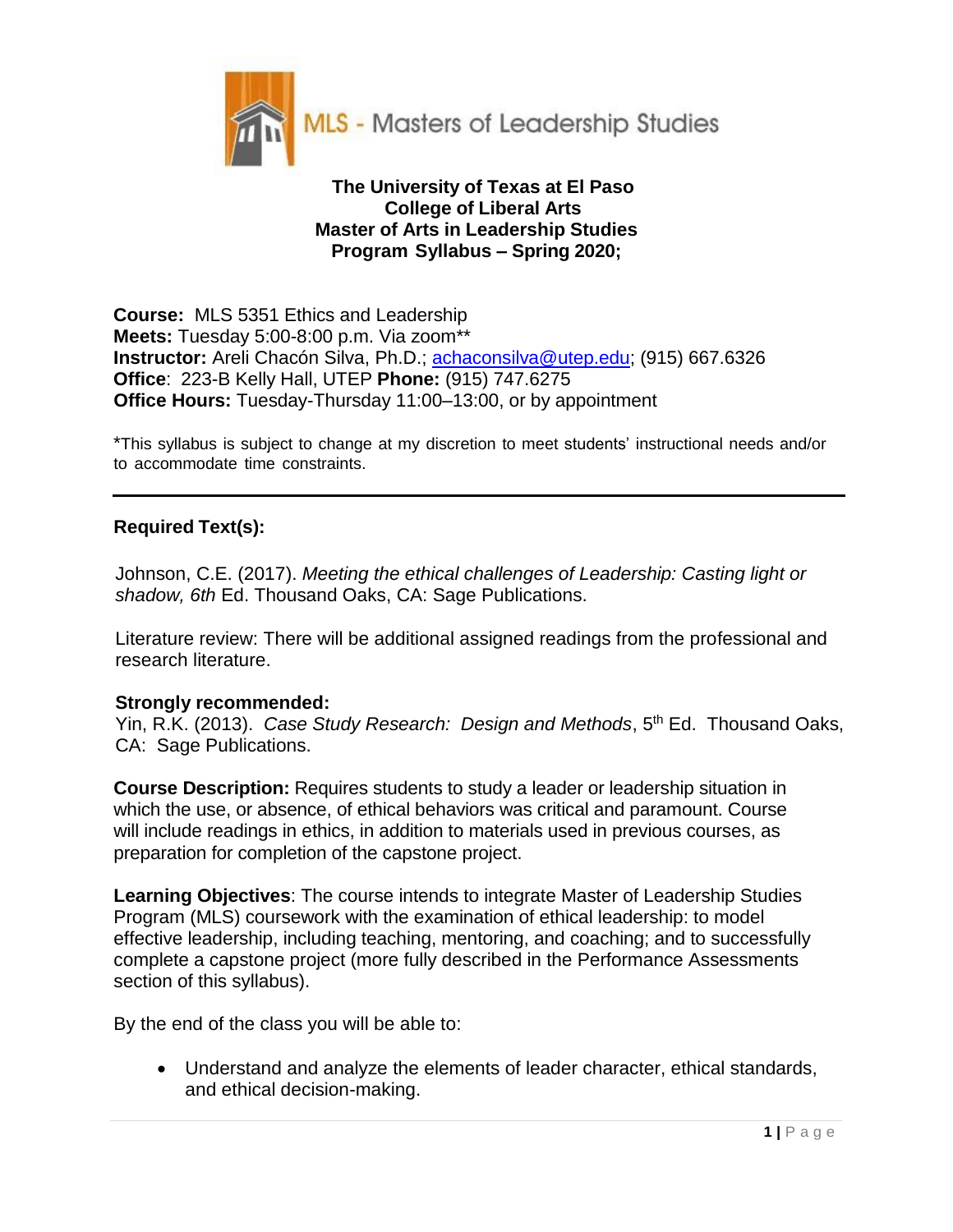MLS - Masters of Leadership Studies

**The University of Texas at El Paso**
**College of Liberal Arts**
**Master of Arts in Leadership Studies**
**Program Syllabus – Spring 2020;**

**Course:** MLS 5351 Ethics and Leadership
**Meets:** Tuesday 5:00-8:00 p.m. Via zoom**
**Instructor:** Areli Chacón Silva, Ph.D.; achaconsilva@utep.edu; (915) 667.6326
**Office**: 223-B Kelly Hall, UTEP **Phone:** (915) 747.6275
**Office Hours:** Tuesday-Thursday 11:00–13:00, or by appointment

*This syllabus is subject to change at my discretion to meet students' instructional needs and/or to accommodate time constraints.

---

## Required Text(s):

Johnson, C.E. (2017). *Meeting the ethical challenges of Leadership: Casting light or shadow, 6th* Ed. Thousand Oaks, CA: Sage Publications.

Literature review: There will be additional assigned readings from the professional and research literature.

**Strongly recommended:**
Yin, R.K. (2013). *Case Study Research: Design and Methods*, 5th Ed. Thousand Oaks, CA: Sage Publications.

**Course Description:** Requires students to study a leader or leadership situation in which the use, or absence, of ethical behaviors was critical and paramount. Course will include readings in ethics, in addition to materials used in previous courses, as preparation for completion of the capstone project.

**Learning Objectives**: The course intends to integrate Master of Leadership Studies Program (MLS) coursework with the examination of ethical leadership: to model effective leadership, including teaching, mentoring, and coaching; and to successfully complete a capstone project (more fully described in the Performance Assessments section of this syllabus).

By the end of the class you will be able to:

- Understand and analyze the elements of leader character, ethical standards, and ethical decision-making.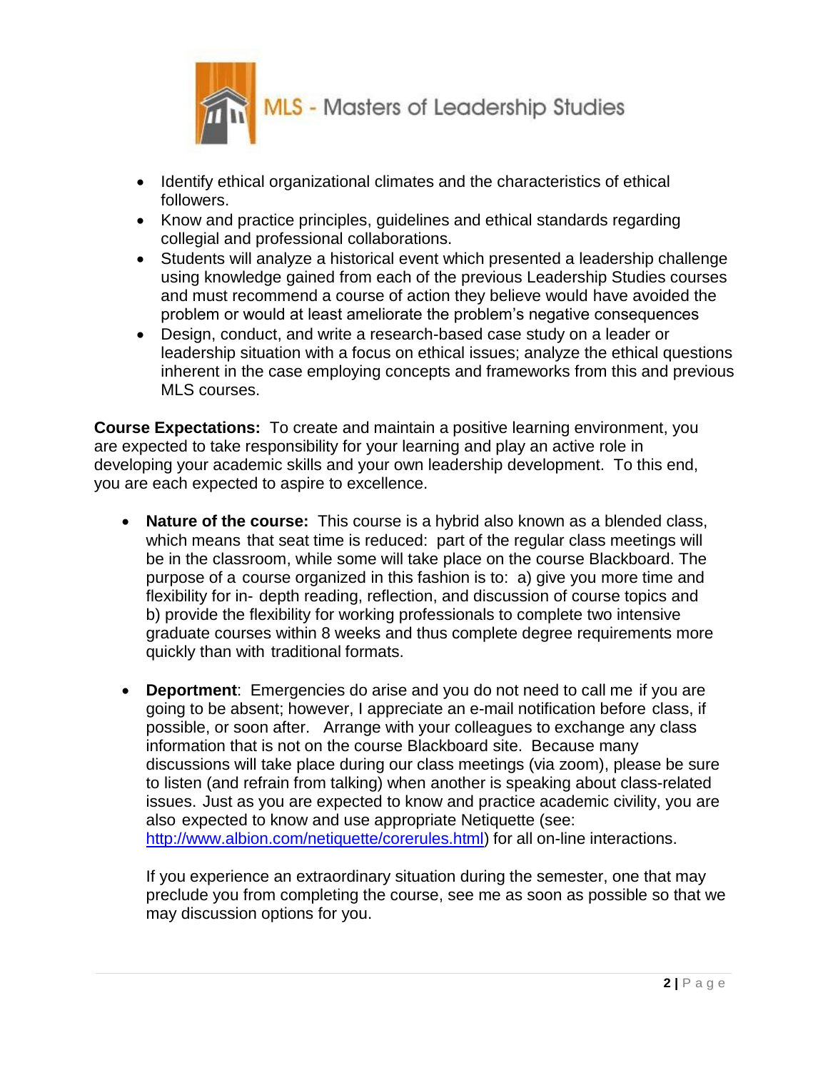- Identify ethical organizational climates and the characteristics of ethical followers.
- Know and practice principles, guidelines and ethical standards regarding collegial and professional collaborations.
- Students will analyze a historical event which presented a leadership challenge using knowledge gained from each of the previous Leadership Studies courses and must recommend a course of action they believe would have avoided the problem or would at least ameliorate the problem's negative consequences
- Design, conduct, and write a research-based case study on a leader or leadership situation with a focus on ethical issues; analyze the ethical questions inherent in the case employing concepts and frameworks from this and previous MLS courses.

**Course Expectations:** To create and maintain a positive learning environment, you are expected to take responsibility for your learning and play an active role in developing your academic skills and your own leadership development. To this end, you are each expected to aspire to excellence.

- **Nature of the course:** This course is a hybrid also known as a blended class, which means that seat time is reduced: part of the regular class meetings will be in the classroom, while some will take place on the course Blackboard. The purpose of a course organized in this fashion is to: a) give you more time and flexibility for in- depth reading, reflection, and discussion of course topics and b) provide the flexibility for working professionals to complete two intensive graduate courses within 8 weeks and thus complete degree requirements more quickly than with traditional formats.

- **Deportment**: Emergencies do arise and you do not need to call me if you are going to be absent; however, I appreciate an e-mail notification before class, if possible, or soon after. Arrange with your colleagues to exchange any class information that is not on the course Blackboard site. Because many discussions will take place during our class meetings (via zoom), please be sure to listen (and refrain from talking) when another is speaking about class-related issues. Just as you are expected to know and practice academic civility, you are also expected to know and use appropriate Netiquette (see: [http://www.albion.com/netiquette/corerules.html](http://www.albion.com/netiquette/corerules.html)) for all on-line interactions.

  If you experience an extraordinary situation during the semester, one that may preclude you from completing the course, see me as soon as possible so that we may discussion options for you.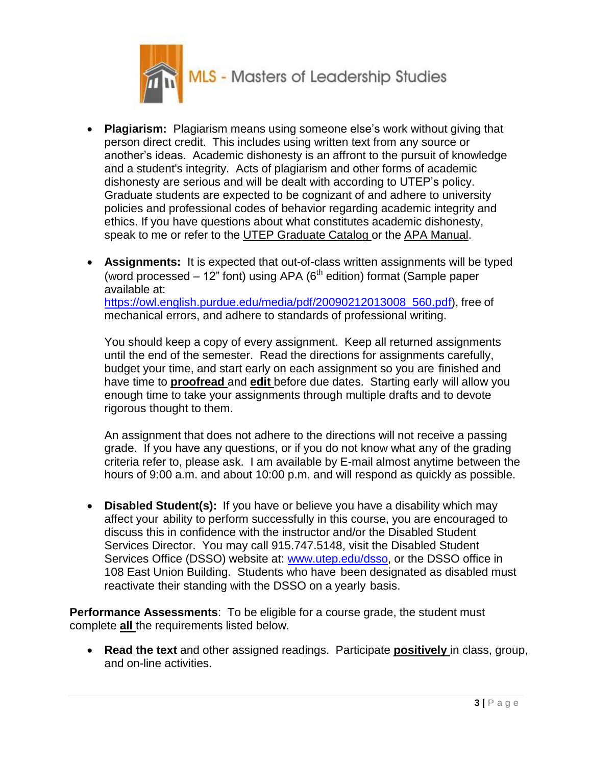- **Plagiarism:** Plagiarism means using someone else's work without giving that person direct credit. This includes using written text from any source or another's ideas. Academic dishonesty is an affront to the pursuit of knowledge and a student's integrity. Acts of plagiarism and other forms of academic dishonesty are serious and will be dealt with according to UTEP's policy. Graduate students are expected to be cognizant of and adhere to university policies and professional codes of behavior regarding academic integrity and ethics. If you have questions about what constitutes academic dishonesty, speak to me or refer to the UTEP Graduate Catalog or the APA Manual.

- **Assignments:** It is expected that out-of-class written assignments will be typed (word processed – 12" font) using APA (6th edition) format (Sample paper available at: https://owl.english.purdue.edu/media/pdf/20090212013008_560.pdf), free of mechanical errors, and adhere to standards of professional writing.

  You should keep a copy of every assignment. Keep all returned assignments until the end of the semester. Read the directions for assignments carefully, budget your time, and start early on each assignment so you are finished and have time to **proofread** and **edit** before due dates. Starting early will allow you enough time to take your assignments through multiple drafts and to devote rigorous thought to them.

  An assignment that does not adhere to the directions will not receive a passing grade. If you have any questions, or if you do not know what any of the grading criteria refer to, please ask. I am available by E-mail almost anytime between the hours of 9:00 a.m. and about 10:00 p.m. and will respond as quickly as possible.

- **Disabled Student(s):** If you have or believe you have a disability which may affect your ability to perform successfully in this course, you are encouraged to discuss this in confidence with the instructor and/or the Disabled Student Services Director. You may call 915.747.5148, visit the Disabled Student Services Office (DSSO) website at: www.utep.edu/dsso, or the DSSO office in 108 East Union Building. Students who have been designated as disabled must reactivate their standing with the DSSO on a yearly basis.

**Performance Assessments**: To be eligible for a course grade, the student must complete **all** the requirements listed below.

- **Read the text** and other assigned readings. Participate **positively** in class, group, and on-line activities.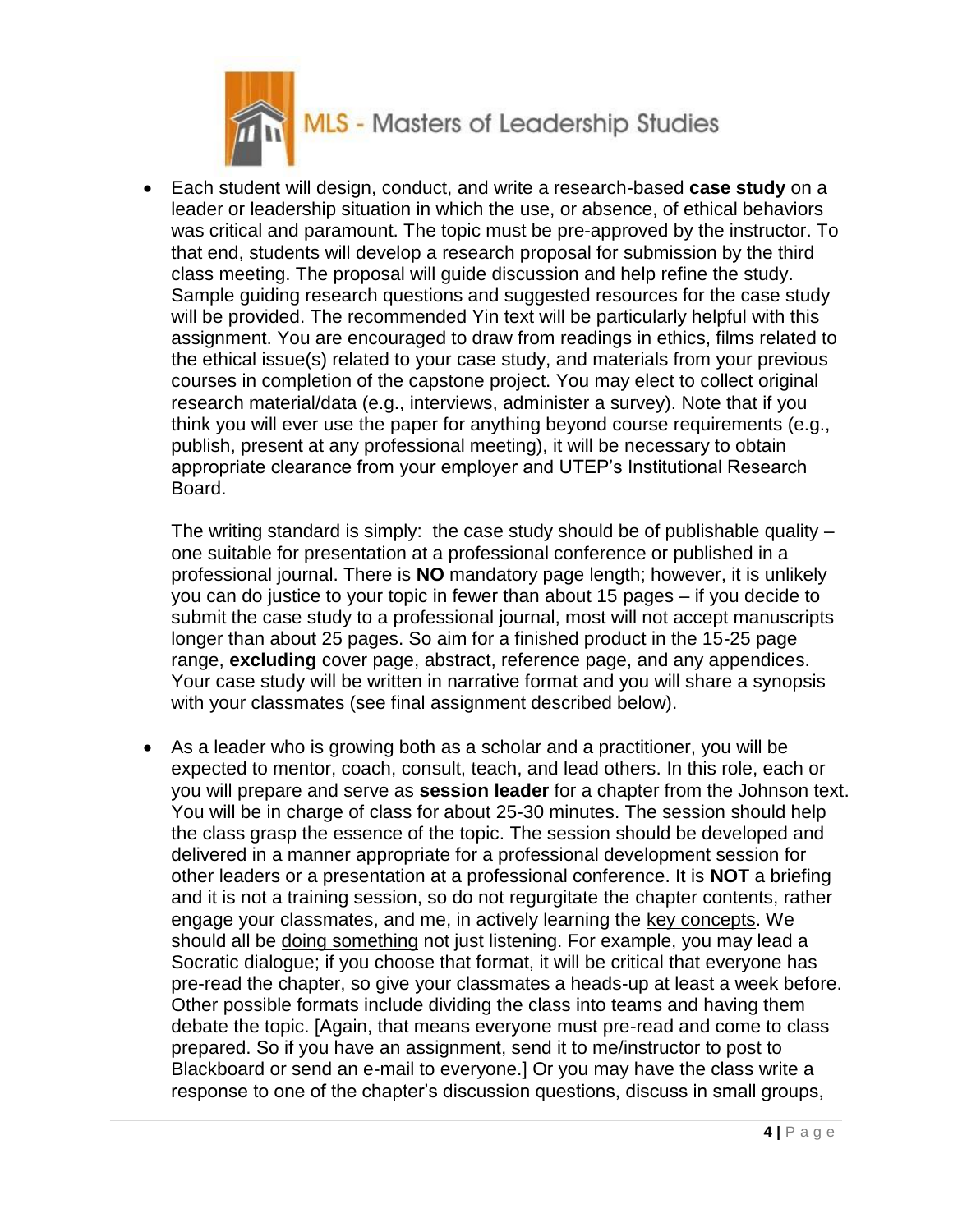- Each student will design, conduct, and write a research-based **case study** on a leader or leadership situation in which the use, or absence, of ethical behaviors was critical and paramount. The topic must be pre-approved by the instructor. To that end, students will develop a research proposal for submission by the third class meeting. The proposal will guide discussion and help refine the study. Sample guiding research questions and suggested resources for the case study will be provided. The recommended Yin text will be particularly helpful with this assignment. You are encouraged to draw from readings in ethics, films related to the ethical issue(s) related to your case study, and materials from your previous courses in completion of the capstone project. You may elect to collect original research material/data (e.g., interviews, administer a survey). Note that if you think you will ever use the paper for anything beyond course requirements (e.g., publish, present at any professional meeting), it will be necessary to obtain appropriate clearance from your employer and UTEP's Institutional Research Board.

  The writing standard is simply: the case study should be of publishable quality – one suitable for presentation at a professional conference or published in a professional journal. There is **NO** mandatory page length; however, it is unlikely you can do justice to your topic in fewer than about 15 pages – if you decide to submit the case study to a professional journal, most will not accept manuscripts longer than about 25 pages. So aim for a finished product in the 15-25 page range, **excluding** cover page, abstract, reference page, and any appendices. Your case study will be written in narrative format and you will share a synopsis with your classmates (see final assignment described below).

- As a leader who is growing both as a scholar and a practitioner, you will be expected to mentor, coach, consult, teach, and lead others. In this role, each or you will prepare and serve as **session leader** for a chapter from the Johnson text. You will be in charge of class for about 25-30 minutes. The session should help the class grasp the essence of the topic. The session should be developed and delivered in a manner appropriate for a professional development session for other leaders or a presentation at a professional conference. It is **NOT** a briefing and it is not a training session, so do not regurgitate the chapter contents, rather engage your classmates, and me, in actively learning the <u>key concepts</u>. We should all be <u>doing something</u> not just listening. For example, you may lead a Socratic dialogue; if you choose that format, it will be critical that everyone has pre-read the chapter, so give your classmates a heads-up at least a week before. Other possible formats include dividing the class into teams and having them debate the topic. [Again, that means everyone must pre-read and come to class prepared. So if you have an assignment, send it to me/instructor to post to Blackboard or send an e-mail to everyone.] Or you may have the class write a response to one of the chapter's discussion questions, discuss in small groups,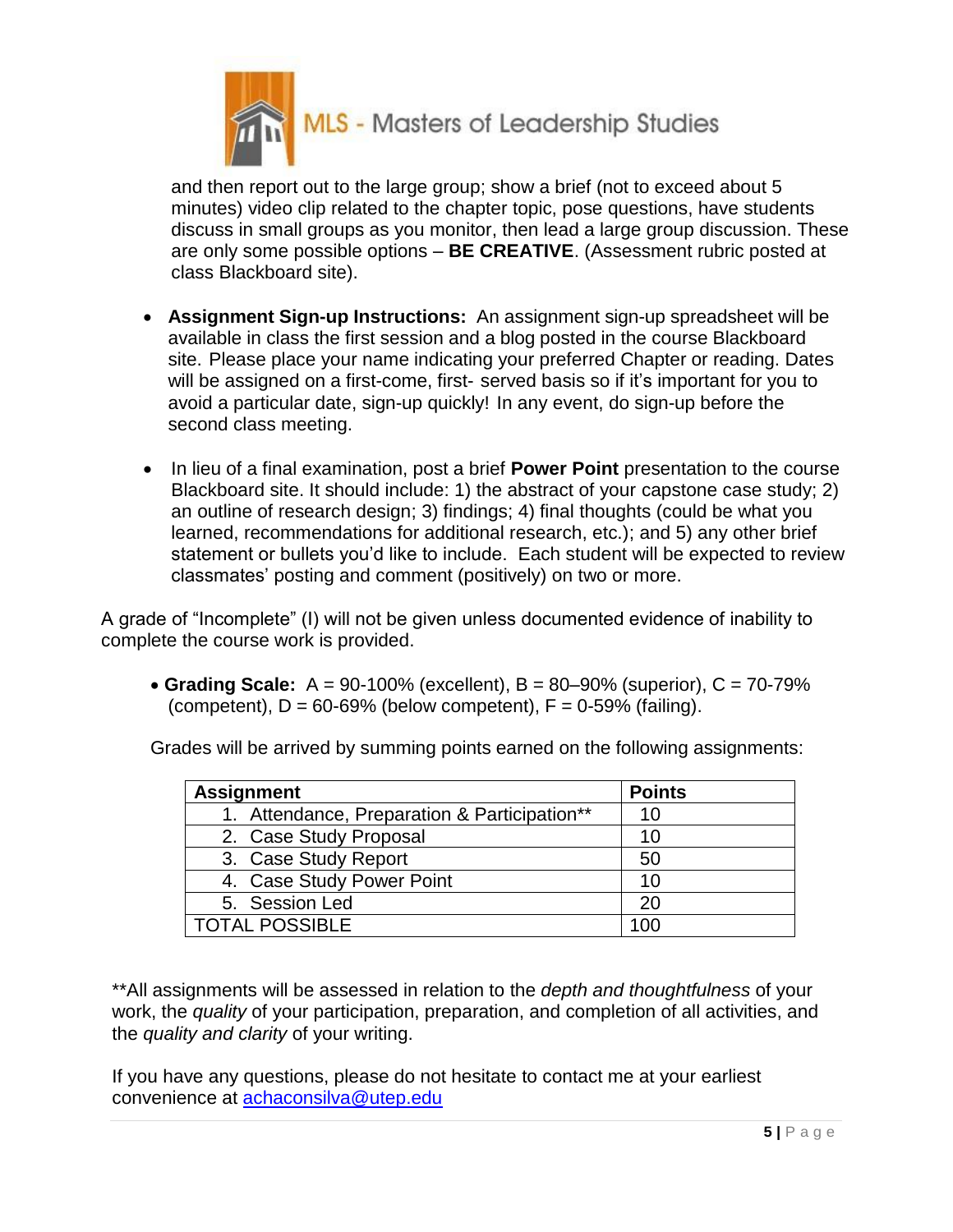and then report out to the large group; show a brief (not to exceed about 5 minutes) video clip related to the chapter topic, pose questions, have students discuss in small groups as you monitor, then lead a large group discussion. These are only some possible options – **BE CREATIVE**. (Assessment rubric posted at class Blackboard site).

- **Assignment Sign-up Instructions:** An assignment sign-up spreadsheet will be available in class the first session and a blog posted in the course Blackboard site. Please place your name indicating your preferred Chapter or reading. Dates will be assigned on a first-come, first- served basis so if it's important for you to avoid a particular date, sign-up quickly! In any event, do sign-up before the second class meeting.

- In lieu of a final examination, post a brief **Power Point** presentation to the course Blackboard site. It should include: 1) the abstract of your capstone case study; 2) an outline of research design; 3) findings; 4) final thoughts (could be what you learned, recommendations for additional research, etc.); and 5) any other brief statement or bullets you'd like to include. Each student will be expected to review classmates' posting and comment (positively) on two or more.

A grade of "Incomplete" (I) will not be given unless documented evidence of inability to complete the course work is provided.

- **Grading Scale:** A = 90-100% (excellent), B = 80–90% (superior), C = 70-79% (competent), D = 60-69% (below competent), F = 0-59% (failing).

Grades will be arrived by summing points earned on the following assignments:

| Assignment | Points |
|---|---|
| 1. Attendance, Preparation & Participation** | 10 |
| 2. Case Study Proposal | 10 |
| 3. Case Study Report | 50 |
| 4. Case Study Power Point | 10 |
| 5. Session Led | 20 |
| TOTAL POSSIBLE | 100 |

**All assignments will be assessed in relation to the *depth and thoughtfulness* of your work, the *quality* of your participation, preparation, and completion of all activities, and the *quality and clarity* of your writing.

If you have any questions, please do not hesitate to contact me at your earliest convenience at achaconsilva@utep.edu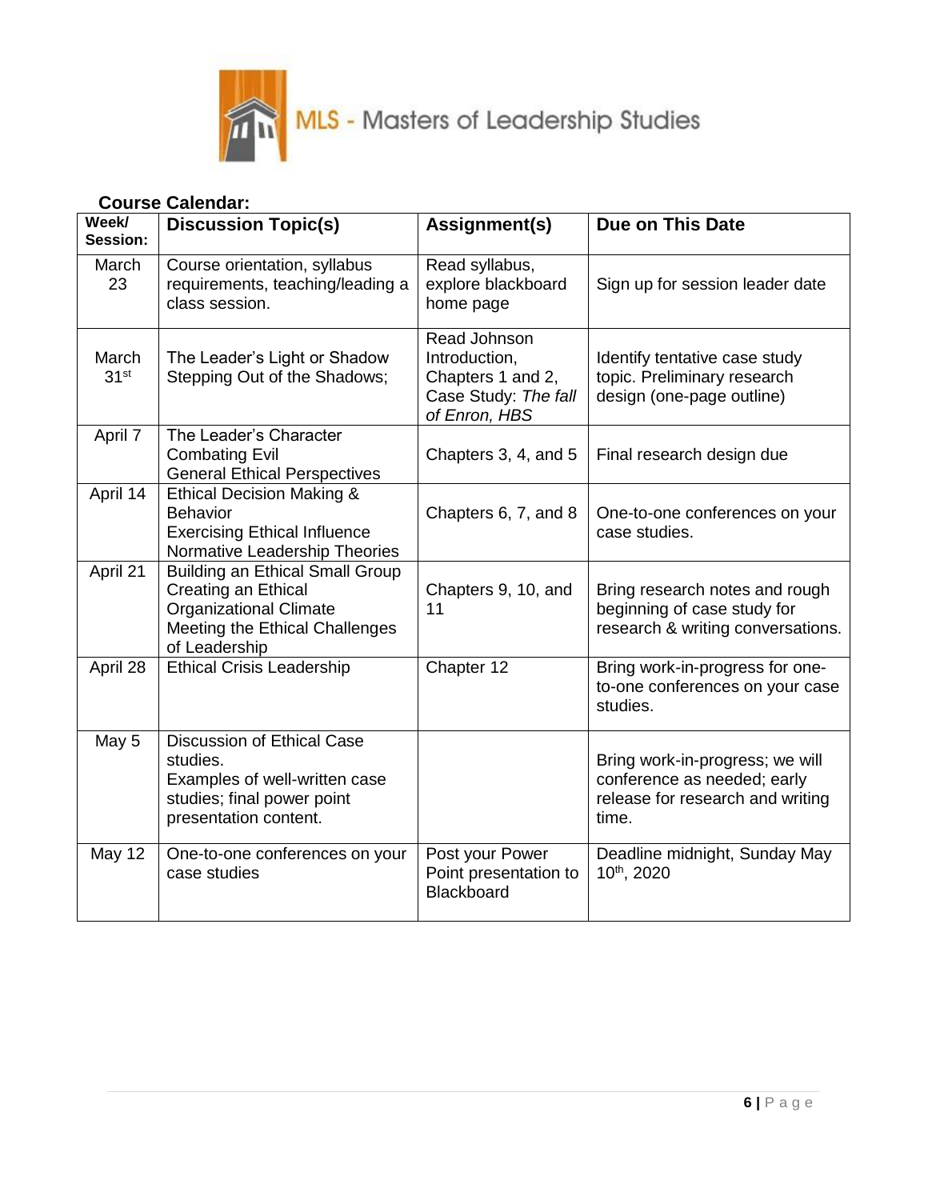MLS - Masters of Leadership Studies

**Course Calendar:**

| Week/ Session: | Discussion Topic(s) | Assignment(s) | Due on This Date |
|---|---|---|---|
| March 23 | Course orientation, syllabus requirements, teaching/leading a class session. | Read syllabus, explore blackboard home page | Sign up for session leader date |
| March 31st | The Leader's Light or Shadow Stepping Out of the Shadows; | Read Johnson Introduction, Chapters 1 and 2, Case Study: *The fall of Enron, HBS* | Identify tentative case study topic. Preliminary research design (one-page outline) |
| April 7 | The Leader's Character Combating Evil General Ethical Perspectives | Chapters 3, 4, and 5 | Final research design due |
| April 14 | Ethical Decision Making & Behavior Exercising Ethical Influence Normative Leadership Theories | Chapters 6, 7, and 8 | One-to-one conferences on your case studies. |
| April 21 | Building an Ethical Small Group Creating an Ethical Organizational Climate Meeting the Ethical Challenges of Leadership | Chapters 9, 10, and 11 | Bring research notes and rough beginning of case study for research & writing conversations. |
| April 28 | Ethical Crisis Leadership | Chapter 12 | Bring work-in-progress for one-to-one conferences on your case studies. |
| May 5 | Discussion of Ethical Case studies. Examples of well-written case studies; final power point presentation content. | | Bring work-in-progress; we will conference as needed; early release for research and writing time. |
| May 12 | One-to-one conferences on your case studies | Post your Power Point presentation to Blackboard | Deadline midnight, Sunday May 10th, 2020 |